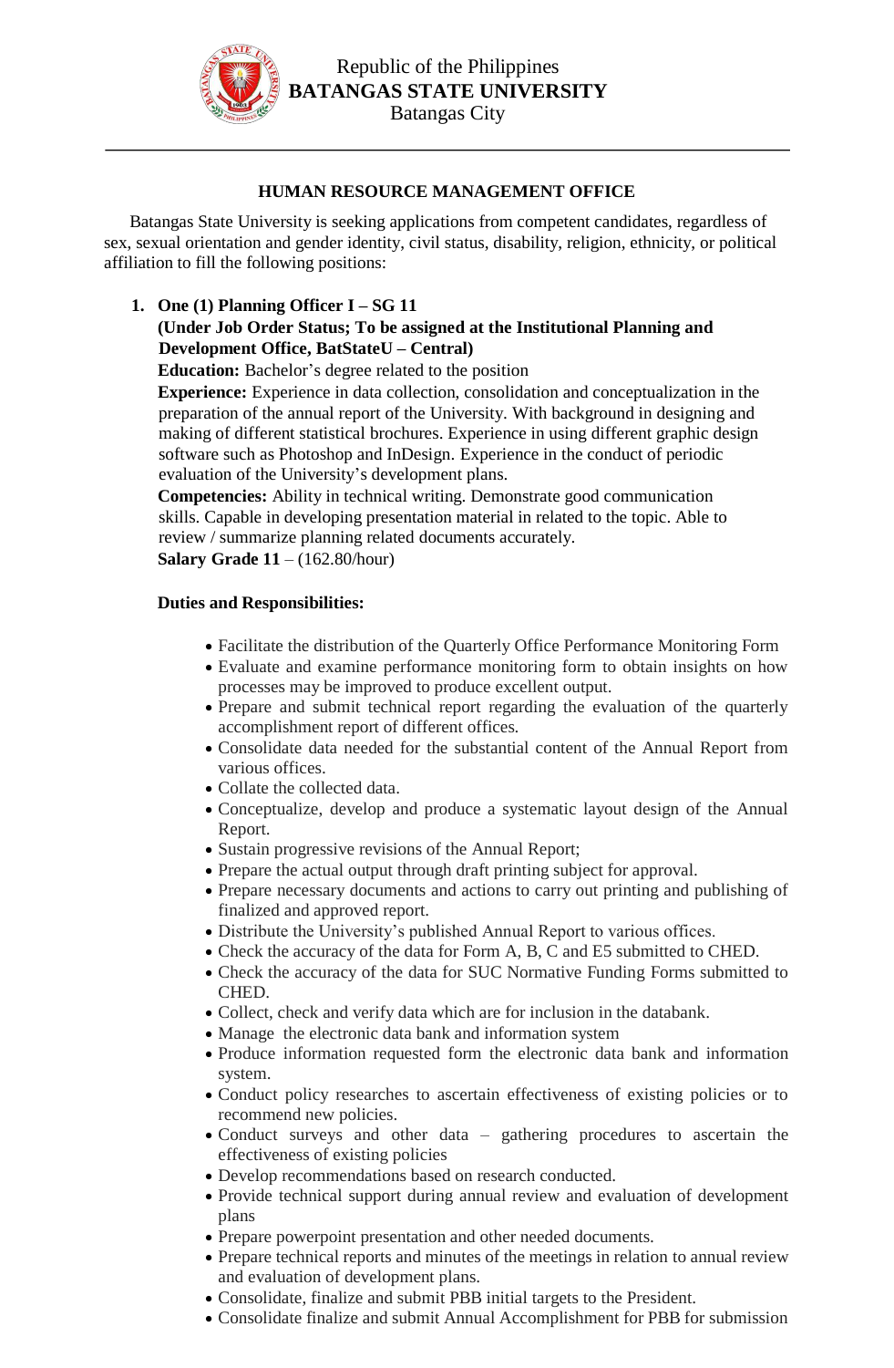Republic of the Philippines
**BATANGAS STATE UNIVERSITY**
Batangas City

---

## HUMAN RESOURCE MANAGEMENT OFFICE

Batangas State University is seeking applications from competent candidates, regardless of sex, sexual orientation and gender identity, civil status, disability, religion, ethnicity, or political affiliation to fill the following positions:

1. **One (1) Planning Officer I – SG 11**
   **(Under Job Order Status; To be assigned at the Institutional Planning and Development Office, BatStateU – Central)**
   **Education:** Bachelor's degree related to the position
   **Experience:** Experience in data collection, consolidation and conceptualization in the preparation of the annual report of the University. With background in designing and making of different statistical brochures. Experience in using different graphic design software such as Photoshop and InDesign. Experience in the conduct of periodic evaluation of the University's development plans.
   **Competencies:** Ability in technical writing. Demonstrate good communication skills. Capable in developing presentation material in related to the topic. Able to review / summarize planning related documents accurately.
   **Salary Grade 11** – (162.80/hour)

   **Duties and Responsibilities:**

   - Facilitate the distribution of the Quarterly Office Performance Monitoring Form
   - Evaluate and examine performance monitoring form to obtain insights on how processes may be improved to produce excellent output.
   - Prepare and submit technical report regarding the evaluation of the quarterly accomplishment report of different offices.
   - Consolidate data needed for the substantial content of the Annual Report from various offices.
   - Collate the collected data.
   - Conceptualize, develop and produce a systematic layout design of the Annual Report.
   - Sustain progressive revisions of the Annual Report;
   - Prepare the actual output through draft printing subject for approval.
   - Prepare necessary documents and actions to carry out printing and publishing of finalized and approved report.
   - Distribute the University's published Annual Report to various offices.
   - Check the accuracy of the data for Form A, B, C and E5 submitted to CHED.
   - Check the accuracy of the data for SUC Normative Funding Forms submitted to CHED.
   - Collect, check and verify data which are for inclusion in the databank.
   - Manage the electronic data bank and information system
   - Produce information requested form the electronic data bank and information system.
   - Conduct policy researches to ascertain effectiveness of existing policies or to recommend new policies.
   - Conduct surveys and other data – gathering procedures to ascertain the effectiveness of existing policies
   - Develop recommendations based on research conducted.
   - Provide technical support during annual review and evaluation of development plans
   - Prepare powerpoint presentation and other needed documents.
   - Prepare technical reports and minutes of the meetings in relation to annual review and evaluation of development plans.
   - Consolidate, finalize and submit PBB initial targets to the President.
   - Consolidate finalize and submit Annual Accomplishment for PBB for submission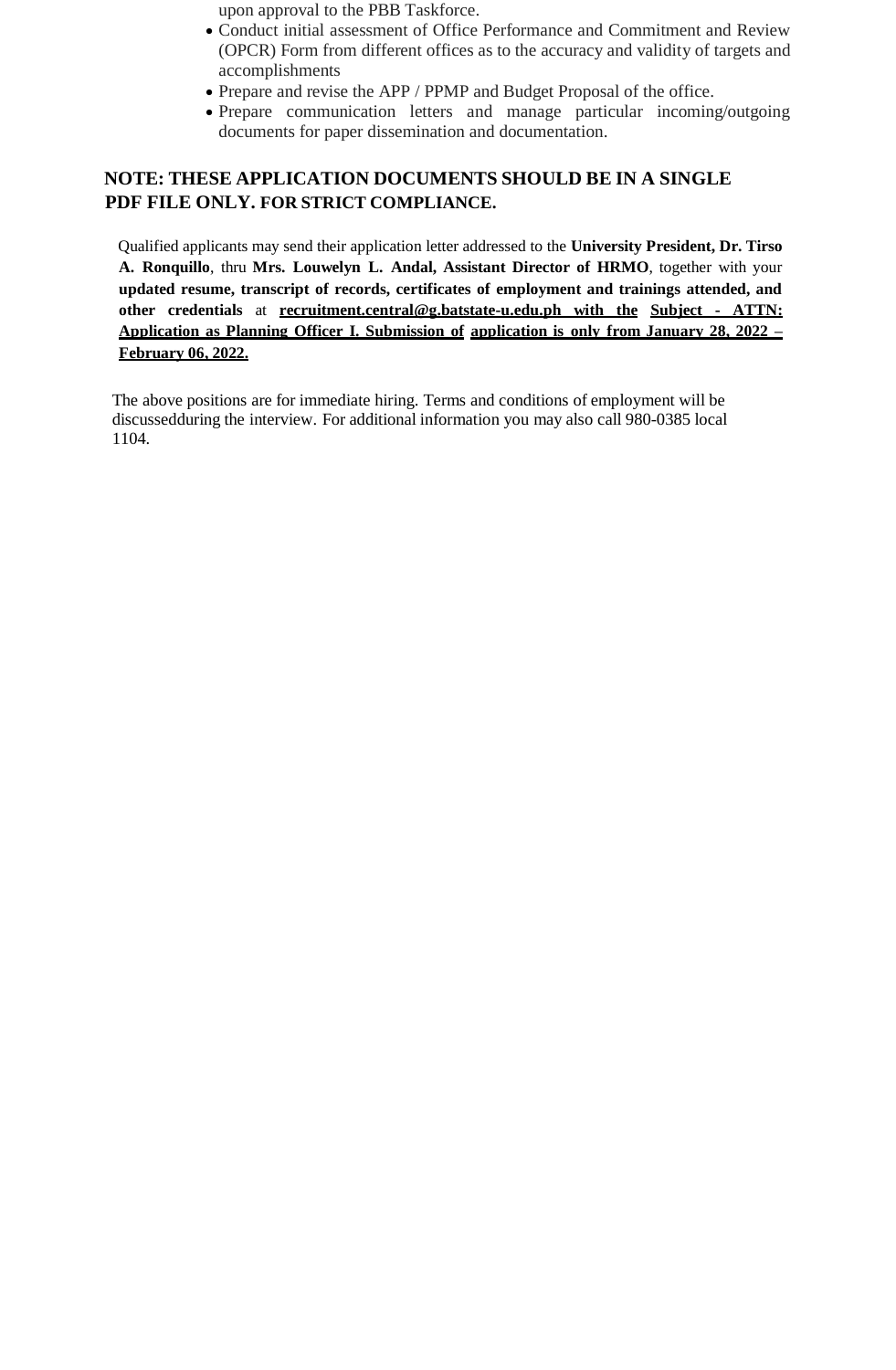upon approval to the PBB Taskforce.

- Conduct initial assessment of Office Performance and Commitment and Review (OPCR) Form from different offices as to the accuracy and validity of targets and accomplishments
- Prepare and revise the APP / PPMP and Budget Proposal of the office.
- Prepare communication letters and manage particular incoming/outgoing documents for paper dissemination and documentation.

**NOTE: THESE APPLICATION DOCUMENTS SHOULD BE IN A SINGLE PDF FILE ONLY. FOR STRICT COMPLIANCE.**

Qualified applicants may send their application letter addressed to the **University President, Dr. Tirso A. Ronquillo**, thru **Mrs. Louwelyn L. Andal, Assistant Director of HRMO**, together with your **updated resume, transcript of records, certificates of employment and trainings attended, and other credentials** at **recruitment.central@g.batstate-u.edu.ph with the Subject - ATTN: Application as Planning Officer I. Submission of application is only from January 28, 2022 – February 06, 2022.**

The above positions are for immediate hiring. Terms and conditions of employment will be discussedduring the interview. For additional information you may also call 980-0385 local 1104.